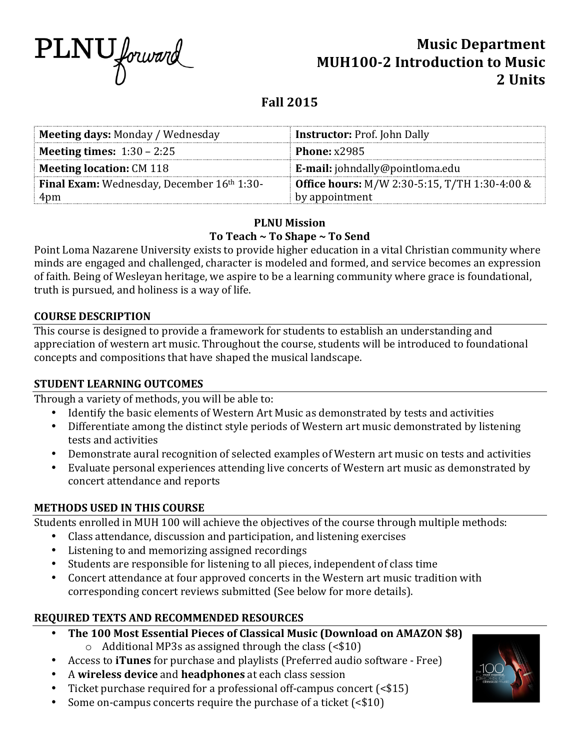PLNU forward

# Music Department
# MUH100-2 Introduction to Music
# 2 Units

## Fall 2015

| **Meeting days:** Monday / Wednesday | **Instructor:** Prof. John Dally |
|---|---|
| **Meeting times:** 1:30 – 2:25 | **Phone:** x2985 |
| **Meeting location:** CM 118 | **E-mail:** johndally@pointloma.edu |
| **Final Exam:** Wednesday, December 16th 1:30-4pm | **Office hours:** M/W 2:30-5:15, T/TH 1:30-4:00 & by appointment |

**PLNU Mission**
**To Teach ~ To Shape ~ To Send**

Point Loma Nazarene University exists to provide higher education in a vital Christian community where minds are engaged and challenged, character is modeled and formed, and service becomes an expression of faith. Being of Wesleyan heritage, we aspire to be a learning community where grace is foundational, truth is pursued, and holiness is a way of life.

### COURSE DESCRIPTION

This course is designed to provide a framework for students to establish an understanding and appreciation of western art music. Throughout the course, students will be introduced to foundational concepts and compositions that have shaped the musical landscape.

### STUDENT LEARNING OUTCOMES

Through a variety of methods, you will be able to:

- Identify the basic elements of Western Art Music as demonstrated by tests and activities
- Differentiate among the distinct style periods of Western art music demonstrated by listening tests and activities
- Demonstrate aural recognition of selected examples of Western art music on tests and activities
- Evaluate personal experiences attending live concerts of Western art music as demonstrated by concert attendance and reports

### METHODS USED IN THIS COURSE

Students enrolled in MUH 100 will achieve the objectives of the course through multiple methods:

- Class attendance, discussion and participation, and listening exercises
- Listening to and memorizing assigned recordings
- Students are responsible for listening to all pieces, independent of class time
- Concert attendance at four approved concerts in the Western art music tradition with corresponding concert reviews submitted (See below for more details).

### REQUIRED TEXTS AND RECOMMENDED RESOURCES

- **The 100 Most Essential Pieces of Classical Music (Download on AMAZON $8)**
  - Additional MP3s as assigned through the class (<$10)
- Access to **iTunes** for purchase and playlists (Preferred audio software - Free)
- A **wireless device** and **headphones** at each class session
- Ticket purchase required for a professional off-campus concert (<$15)
- Some on-campus concerts require the purchase of a ticket (<$10)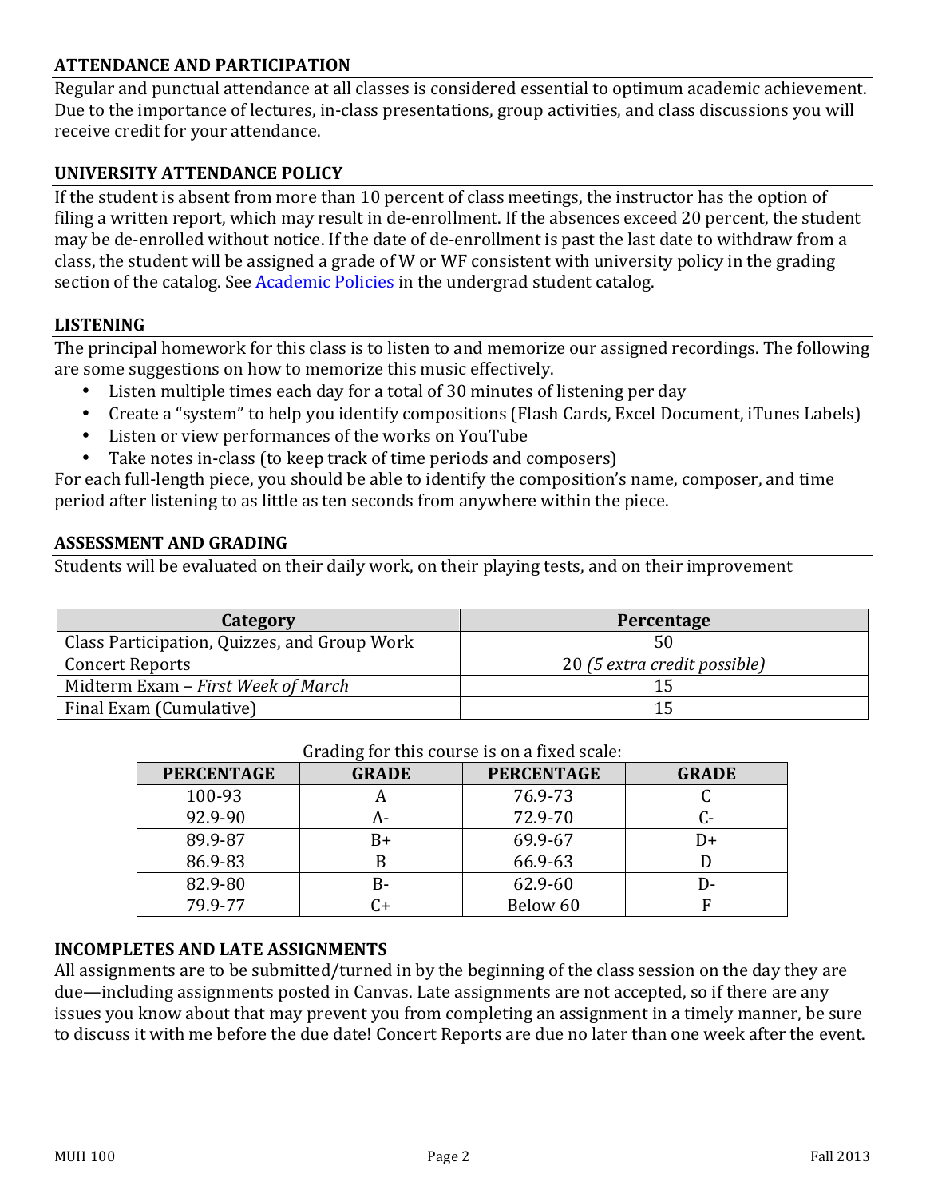## ATTENDANCE AND PARTICIPATION

Regular and punctual attendance at all classes is considered essential to optimum academic achievement. Due to the importance of lectures, in-class presentations, group activities, and class discussions you will receive credit for your attendance.

## UNIVERSITY ATTENDANCE POLICY

If the student is absent from more than 10 percent of class meetings, the instructor has the option of filing a written report, which may result in de-enrollment. If the absences exceed 20 percent, the student may be de-enrolled without notice. If the date of de-enrollment is past the last date to withdraw from a class, the student will be assigned a grade of W or WF consistent with university policy in the grading section of the catalog. See Academic Policies in the undergrad student catalog.

## LISTENING

The principal homework for this class is to listen to and memorize our assigned recordings. The following are some suggestions on how to memorize this music effectively.

- Listen multiple times each day for a total of 30 minutes of listening per day
- Create a "system" to help you identify compositions (Flash Cards, Excel Document, iTunes Labels)
- Listen or view performances of the works on YouTube
- Take notes in-class (to keep track of time periods and composers)

For each full-length piece, you should be able to identify the composition's name, composer, and time period after listening to as little as ten seconds from anywhere within the piece.

## ASSESSMENT AND GRADING

Students will be evaluated on their daily work, on their playing tests, and on their improvement

| Category | Percentage |
|---|---|
| Class Participation, Quizzes, and Group Work | 50 |
| Concert Reports | 20 *(5 extra credit possible)* |
| Midterm Exam – *First Week of March* | 15 |
| Final Exam (Cumulative) | 15 |

Grading for this course is on a fixed scale:

| PERCENTAGE | GRADE | PERCENTAGE | GRADE |
|---|---|---|---|
| 100-93 | A | 76.9-73 | C |
| 92.9-90 | A- | 72.9-70 | C- |
| 89.9-87 | B+ | 69.9-67 | D+ |
| 86.9-83 | B | 66.9-63 | D |
| 82.9-80 | B- | 62.9-60 | D- |
| 79.9-77 | C+ | Below 60 | F |

## INCOMPLETES AND LATE ASSIGNMENTS

All assignments are to be submitted/turned in by the beginning of the class session on the day they are due—including assignments posted in Canvas. Late assignments are not accepted, so if there are any issues you know about that may prevent you from completing an assignment in a timely manner, be sure to discuss it with me before the due date! Concert Reports are due no later than one week after the event.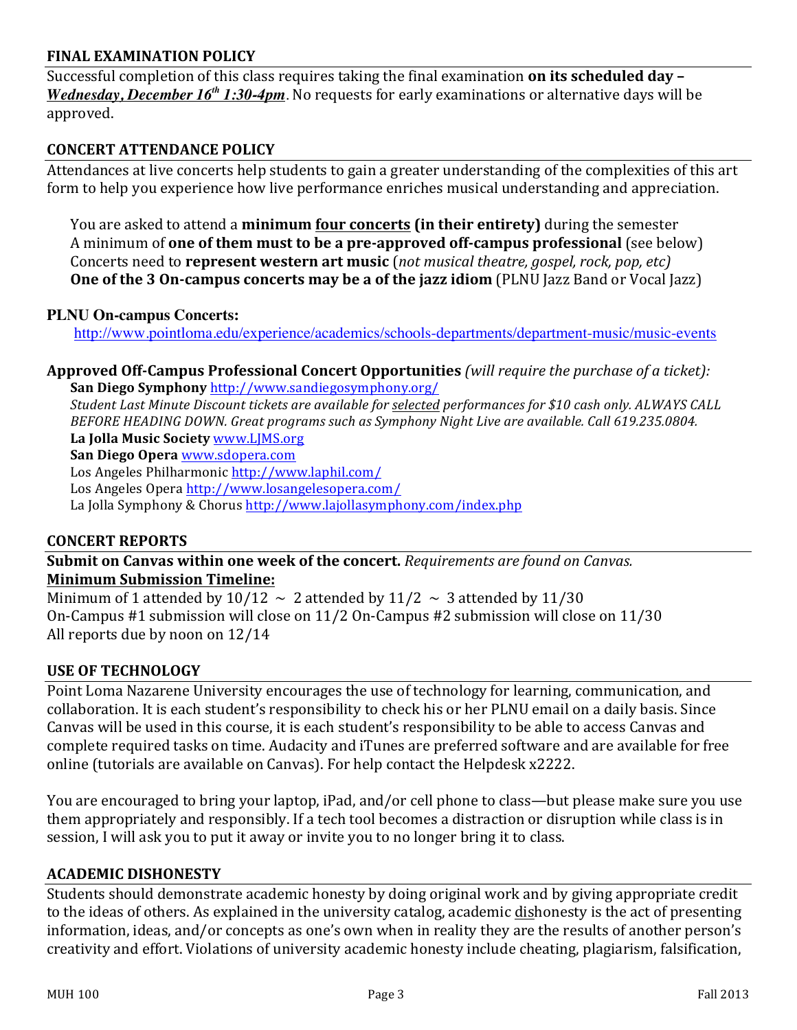## FINAL EXAMINATION POLICY

Successful completion of this class requires taking the final examination **on its scheduled day –** ***Wednesday, December 16th 1:30-4pm***. No requests for early examinations or alternative days will be approved.

## CONCERT ATTENDANCE POLICY

Attendances at live concerts help students to gain a greater understanding of the complexities of this art form to help you experience how live performance enriches musical understanding and appreciation.

You are asked to attend a **minimum four concerts (in their entirety)** during the semester
A minimum of **one of them must to be a pre-approved off-campus professional** (see below)
Concerts need to **represent western art music** (*not musical theatre, gospel, rock, pop, etc)*
**One of the 3 On-campus concerts may be a of the jazz idiom** (PLNU Jazz Band or Vocal Jazz)

**PLNU On-campus Concerts:**

http://www.pointloma.edu/experience/academics/schools-departments/department-music/music-events

**Approved Off-Campus Professional Concert Opportunities** *(will require the purchase of a ticket):*

**San Diego Symphony** http://www.sandiegosymphony.org/
*Student Last Minute Discount tickets are available for selected performances for $10 cash only. ALWAYS CALL BEFORE HEADING DOWN. Great programs such as Symphony Night Live are available. Call 619.235.0804.*
**La Jolla Music Society** www.LJMS.org
**San Diego Opera** www.sdopera.com
Los Angeles Philharmonic http://www.laphil.com/
Los Angeles Opera http://www.losangelesopera.com/
La Jolla Symphony & Chorus http://www.lajollasymphony.com/index.php

## CONCERT REPORTS

**Submit on Canvas within one week of the concert.** *Requirements are found on Canvas.*
**Minimum Submission Timeline:**
Minimum of 1 attended by 10/12 ~ 2 attended by 11/2 ~ 3 attended by 11/30
On-Campus #1 submission will close on 11/2 On-Campus #2 submission will close on 11/30
All reports due by noon on 12/14

## USE OF TECHNOLOGY

Point Loma Nazarene University encourages the use of technology for learning, communication, and collaboration. It is each student's responsibility to check his or her PLNU email on a daily basis. Since Canvas will be used in this course, it is each student's responsibility to be able to access Canvas and complete required tasks on time. Audacity and iTunes are preferred software and are available for free online (tutorials are available on Canvas). For help contact the Helpdesk x2222.

You are encouraged to bring your laptop, iPad, and/or cell phone to class—but please make sure you use them appropriately and responsibly. If a tech tool becomes a distraction or disruption while class is in session, I will ask you to put it away or invite you to no longer bring it to class.

## ACADEMIC DISHONESTY

Students should demonstrate academic honesty by doing original work and by giving appropriate credit to the ideas of others. As explained in the university catalog, academic dishonesty is the act of presenting information, ideas, and/or concepts as one's own when in reality they are the results of another person's creativity and effort. Violations of university academic honesty include cheating, plagiarism, falsification,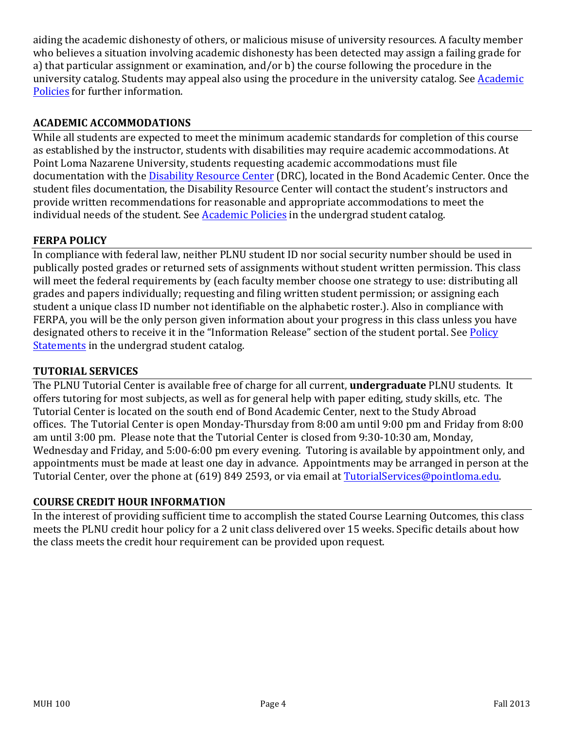aiding the academic dishonesty of others, or malicious misuse of university resources. A faculty member who believes a situation involving academic dishonesty has been detected may assign a failing grade for a) that particular assignment or examination, and/or b) the course following the procedure in the university catalog. Students may appeal also using the procedure in the university catalog. See Academic Policies for further information.

## ACADEMIC ACCOMMODATIONS

While all students are expected to meet the minimum academic standards for completion of this course as established by the instructor, students with disabilities may require academic accommodations. At Point Loma Nazarene University, students requesting academic accommodations must file documentation with the Disability Resource Center (DRC), located in the Bond Academic Center. Once the student files documentation, the Disability Resource Center will contact the student's instructors and provide written recommendations for reasonable and appropriate accommodations to meet the individual needs of the student. See Academic Policies in the undergrad student catalog.

## FERPA POLICY

In compliance with federal law, neither PLNU student ID nor social security number should be used in publically posted grades or returned sets of assignments without student written permission. This class will meet the federal requirements by (each faculty member choose one strategy to use: distributing all grades and papers individually; requesting and filing written student permission; or assigning each student a unique class ID number not identifiable on the alphabetic roster.). Also in compliance with FERPA, you will be the only person given information about your progress in this class unless you have designated others to receive it in the "Information Release" section of the student portal. See Policy Statements in the undergrad student catalog.

## TUTORIAL SERVICES

The PLNU Tutorial Center is available free of charge for all current, **undergraduate** PLNU students. It offers tutoring for most subjects, as well as for general help with paper editing, study skills, etc. The Tutorial Center is located on the south end of Bond Academic Center, next to the Study Abroad offices. The Tutorial Center is open Monday-Thursday from 8:00 am until 9:00 pm and Friday from 8:00 am until 3:00 pm. Please note that the Tutorial Center is closed from 9:30-10:30 am, Monday, Wednesday and Friday, and 5:00-6:00 pm every evening. Tutoring is available by appointment only, and appointments must be made at least one day in advance. Appointments may be arranged in person at the Tutorial Center, over the phone at (619) 849 2593, or via email at TutorialServices@pointloma.edu.

## COURSE CREDIT HOUR INFORMATION

In the interest of providing sufficient time to accomplish the stated Course Learning Outcomes, this class meets the PLNU credit hour policy for a 2 unit class delivered over 15 weeks. Specific details about how the class meets the credit hour requirement can be provided upon request.